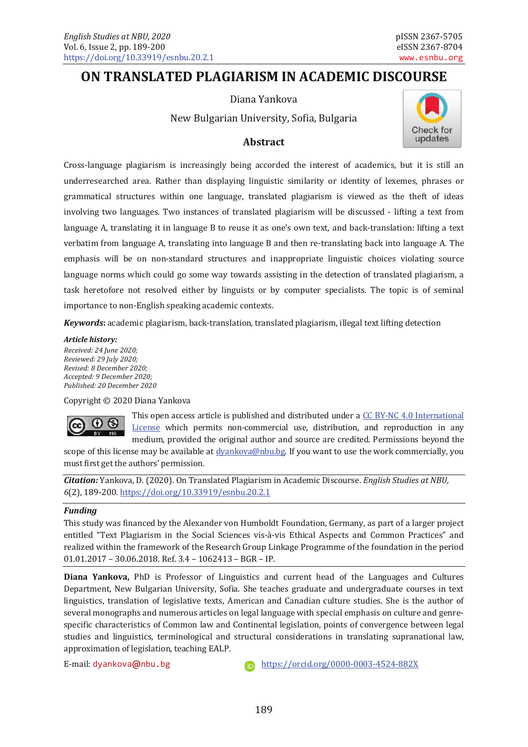# ON TRANSLATED PLAGIARISM IN ACADEMIC DISCOURSE

Diana Yankova

New Bulgarian University, Sofia, Bulgaria

## Abstract

Cross-language plagiarism is increasingly being accorded the interest of academics, but it is still an underresearched area. Rather than displaying linguistic similarity or identity of lexemes, phrases or grammatical structures within one language, translated plagiarism is viewed as the theft of ideas involving two languages. Two instances of translated plagiarism will be discussed - lifting a text from language A, translating it in language B to reuse it as one's own text, and back-translation: lifting a text verbatim from language A, translating into language B and then re-translating back into language A. The emphasis will be on non-standard structures and inappropriate linguistic choices violating source language norms which could go some way towards assisting in the detection of translated plagiarism, a task heretofore not resolved either by linguists or by computer specialists. The topic is of seminal importance to non-English speaking academic contexts.

***Keywords*:** academic plagiarism, back-translation, translated plagiarism, illegal text lifting detection

***Article history:***
*Received: 24 June 2020;*
*Reviewed: 29 July 2020;*
*Revised: 8 December 2020;*
*Accepted: 9 December 2020;*
*Published: 20 December 2020*

Copyright © 2020 Diana Yankova

This open access article is published and distributed under a CC BY-NC 4.0 International License which permits non-commercial use, distribution, and reproduction in any medium, provided the original author and source are credited. Permissions beyond the scope of this license may be available at dyankova@nbu.bg. If you want to use the work commercially, you must first get the authors' permission.

***Citation:*** Yankova, D. (2020). On Translated Plagiarism in Academic Discourse. *English Studies at NBU, 6*(2), 189-200. https://doi.org/10.33919/esnbu.20.2.1

***Funding***

This study was financed by the Alexander von Humboldt Foundation, Germany, as part of a larger project entitled "Text Plagiarism in the Social Sciences vis-à-vis Ethical Aspects and Common Practices" and realized within the framework of the Research Group Linkage Programme of the foundation in the period 01.01.2017 – 30.06.2018. Ref. 3.4 – 1062413 – BGR – IP.

**Diana Yankova,** PhD is Professor of Linguistics and current head of the Languages and Cultures Department, New Bulgarian University, Sofia. She teaches graduate and undergraduate courses in text linguistics, translation of legislative texts, American and Canadian culture studies. She is the author of several monographs and numerous articles on legal language with special emphasis on culture and genre-specific characteristics of Common law and Continental legislation, points of convergence between legal studies and linguistics, terminological and structural considerations in translating supranational law, approximation of legislation, teaching EALP.

E-mail: dyankova@nbu.bg

https://orcid.org/0000-0003-4524-882X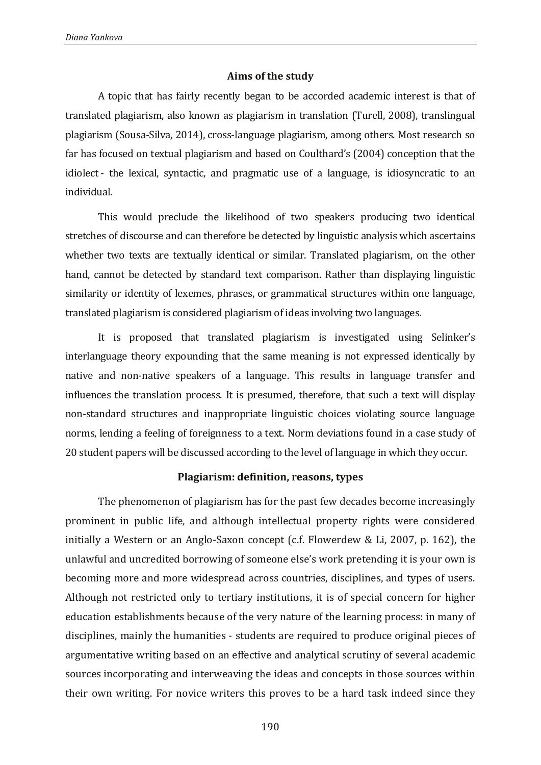## Aims of the study

A topic that has fairly recently began to be accorded academic interest is that of translated plagiarism, also known as plagiarism in translation (Turell, 2008), translingual plagiarism (Sousa-Silva, 2014), cross-language plagiarism, among others. Most research so far has focused on textual plagiarism and based on Coulthard's (2004) conception that the idiolect - the lexical, syntactic, and pragmatic use of a language, is idiosyncratic to an individual.

This would preclude the likelihood of two speakers producing two identical stretches of discourse and can therefore be detected by linguistic analysis which ascertains whether two texts are textually identical or similar. Translated plagiarism, on the other hand, cannot be detected by standard text comparison. Rather than displaying linguistic similarity or identity of lexemes, phrases, or grammatical structures within one language, translated plagiarism is considered plagiarism of ideas involving two languages.

It is proposed that translated plagiarism is investigated using Selinker's interlanguage theory expounding that the same meaning is not expressed identically by native and non-native speakers of a language. This results in language transfer and influences the translation process. It is presumed, therefore, that such a text will display non-standard structures and inappropriate linguistic choices violating source language norms, lending a feeling of foreignness to a text. Norm deviations found in a case study of 20 student papers will be discussed according to the level of language in which they occur.

## Plagiarism: definition, reasons, types

The phenomenon of plagiarism has for the past few decades become increasingly prominent in public life, and although intellectual property rights were considered initially a Western or an Anglo-Saxon concept (c.f. Flowerdew & Li, 2007, p. 162), the unlawful and uncredited borrowing of someone else's work pretending it is your own is becoming more and more widespread across countries, disciplines, and types of users. Although not restricted only to tertiary institutions, it is of special concern for higher education establishments because of the very nature of the learning process: in many of disciplines, mainly the humanities - students are required to produce original pieces of argumentative writing based on an effective and analytical scrutiny of several academic sources incorporating and interweaving the ideas and concepts in those sources within their own writing. For novice writers this proves to be a hard task indeed since they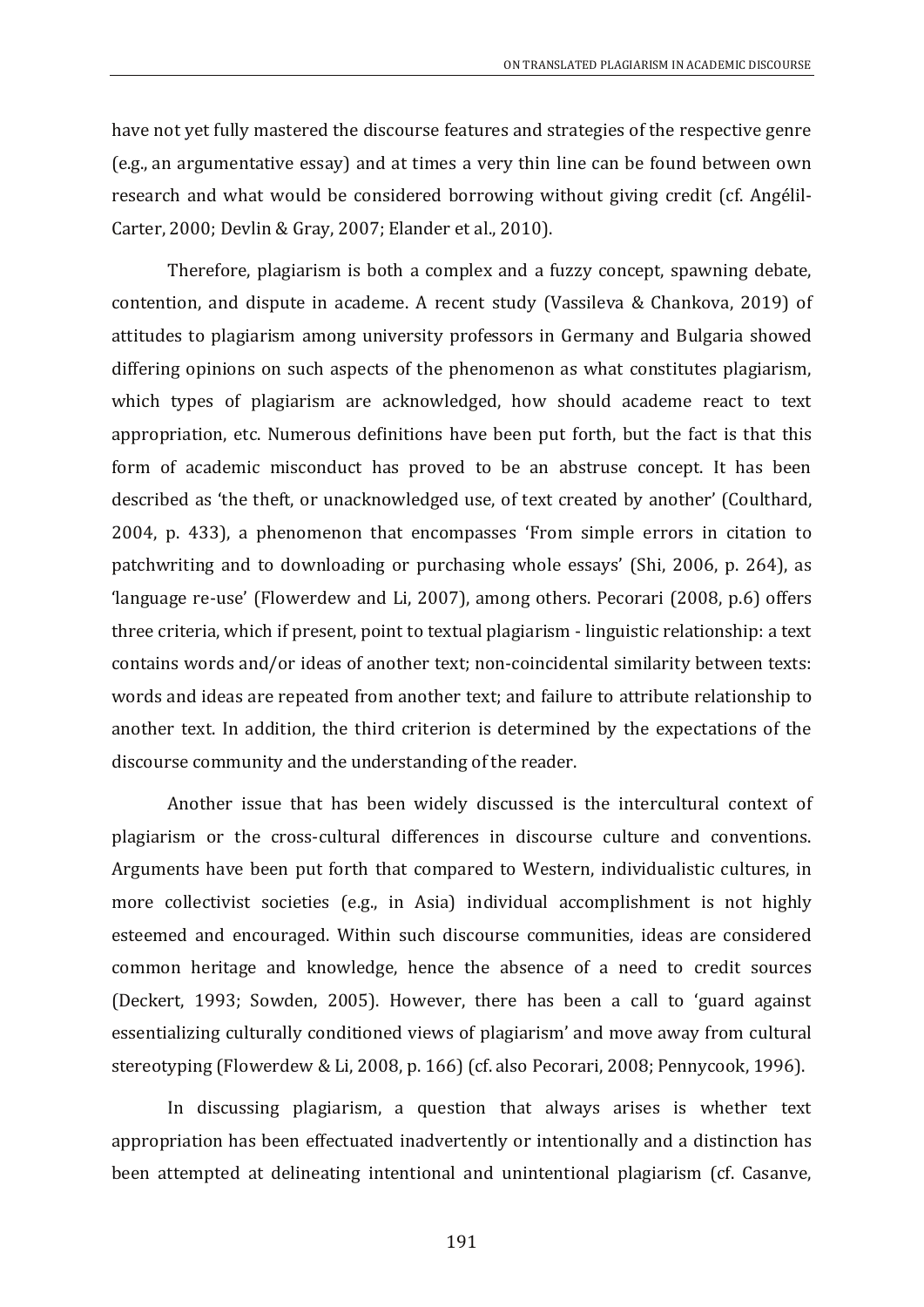have not yet fully mastered the discourse features and strategies of the respective genre (e.g., an argumentative essay) and at times a very thin line can be found between own research and what would be considered borrowing without giving credit (cf. Angélil-Carter, 2000; Devlin & Gray, 2007; Elander et al., 2010).

Therefore, plagiarism is both a complex and a fuzzy concept, spawning debate, contention, and dispute in academe. A recent study (Vassileva & Chankova, 2019) of attitudes to plagiarism among university professors in Germany and Bulgaria showed differing opinions on such aspects of the phenomenon as what constitutes plagiarism, which types of plagiarism are acknowledged, how should academe react to text appropriation, etc. Numerous definitions have been put forth, but the fact is that this form of academic misconduct has proved to be an abstruse concept. It has been described as 'the theft, or unacknowledged use, of text created by another' (Coulthard, 2004, p. 433), a phenomenon that encompasses 'From simple errors in citation to patchwriting and to downloading or purchasing whole essays' (Shi, 2006, p. 264), as 'language re-use' (Flowerdew and Li, 2007), among others. Pecorari (2008, p.6) offers three criteria, which if present, point to textual plagiarism - linguistic relationship: a text contains words and/or ideas of another text; non-coincidental similarity between texts: words and ideas are repeated from another text; and failure to attribute relationship to another text. In addition, the third criterion is determined by the expectations of the discourse community and the understanding of the reader.

Another issue that has been widely discussed is the intercultural context of plagiarism or the cross-cultural differences in discourse culture and conventions. Arguments have been put forth that compared to Western, individualistic cultures, in more collectivist societies (e.g., in Asia) individual accomplishment is not highly esteemed and encouraged. Within such discourse communities, ideas are considered common heritage and knowledge, hence the absence of a need to credit sources (Deckert, 1993; Sowden, 2005). However, there has been a call to 'guard against essentializing culturally conditioned views of plagiarism' and move away from cultural stereotyping (Flowerdew & Li, 2008, p. 166) (cf. also Pecorari, 2008; Pennycook, 1996).

In discussing plagiarism, a question that always arises is whether text appropriation has been effectuated inadvertently or intentionally and a distinction has been attempted at delineating intentional and unintentional plagiarism (cf. Casanve,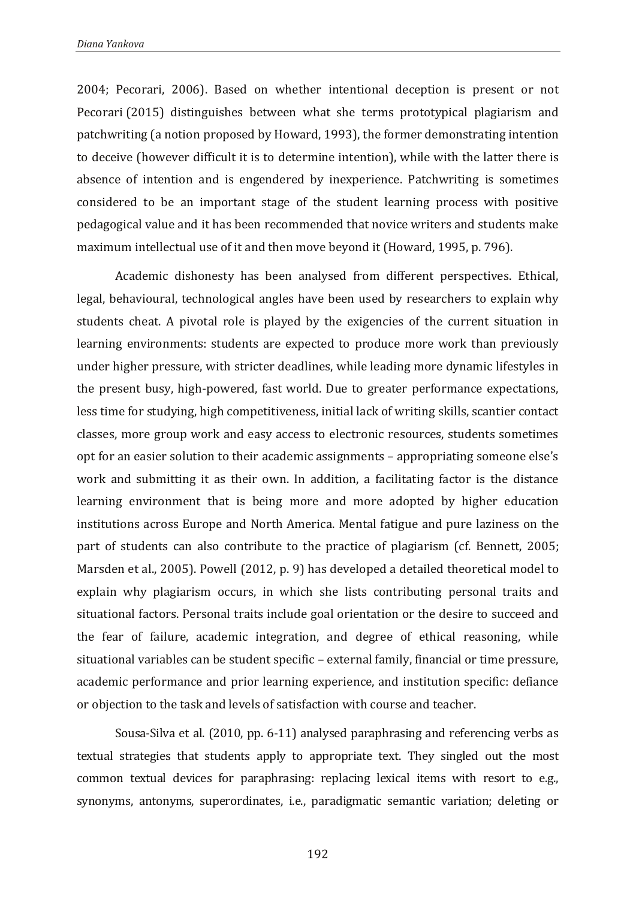2004; Pecorari, 2006). Based on whether intentional deception is present or not Pecorari (2015) distinguishes between what she terms prototypical plagiarism and patchwriting (a notion proposed by Howard, 1993), the former demonstrating intention to deceive (however difficult it is to determine intention), while with the latter there is absence of intention and is engendered by inexperience. Patchwriting is sometimes considered to be an important stage of the student learning process with positive pedagogical value and it has been recommended that novice writers and students make maximum intellectual use of it and then move beyond it (Howard, 1995, p. 796).

Academic dishonesty has been analysed from different perspectives. Ethical, legal, behavioural, technological angles have been used by researchers to explain why students cheat. A pivotal role is played by the exigencies of the current situation in learning environments: students are expected to produce more work than previously under higher pressure, with stricter deadlines, while leading more dynamic lifestyles in the present busy, high-powered, fast world. Due to greater performance expectations, less time for studying, high competitiveness, initial lack of writing skills, scantier contact classes, more group work and easy access to electronic resources, students sometimes opt for an easier solution to their academic assignments – appropriating someone else's work and submitting it as their own. In addition, a facilitating factor is the distance learning environment that is being more and more adopted by higher education institutions across Europe and North America. Mental fatigue and pure laziness on the part of students can also contribute to the practice of plagiarism (cf. Bennett, 2005; Marsden et al., 2005). Powell (2012, p. 9) has developed a detailed theoretical model to explain why plagiarism occurs, in which she lists contributing personal traits and situational factors. Personal traits include goal orientation or the desire to succeed and the fear of failure, academic integration, and degree of ethical reasoning, while situational variables can be student specific – external family, financial or time pressure, academic performance and prior learning experience, and institution specific: defiance or objection to the task and levels of satisfaction with course and teacher.

Sousa-Silva et al. (2010, pp. 6-11) analysed paraphrasing and referencing verbs as textual strategies that students apply to appropriate text. They singled out the most common textual devices for paraphrasing: replacing lexical items with resort to e.g., synonyms, antonyms, superordinates, i.e., paradigmatic semantic variation; deleting or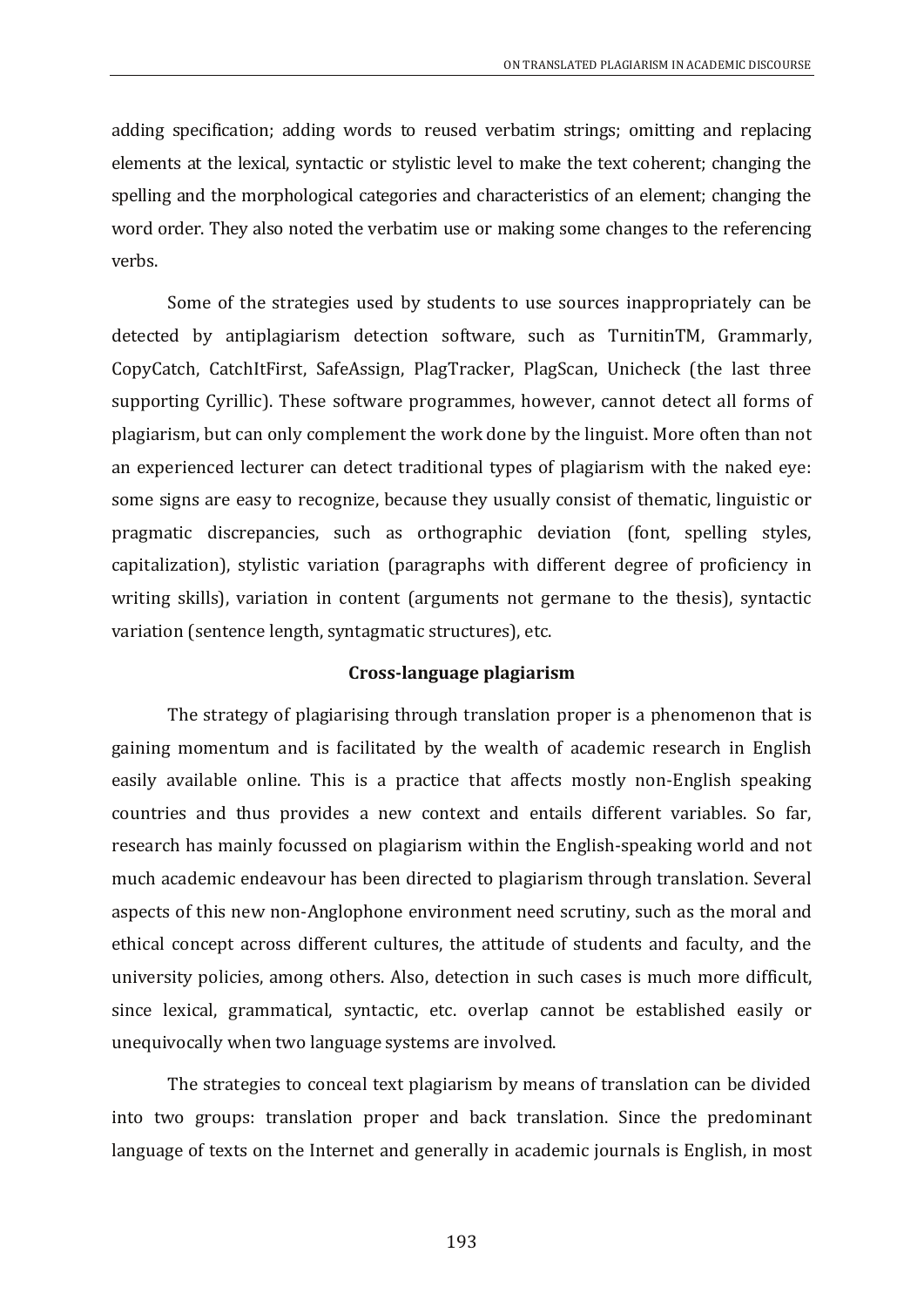adding specification; adding words to reused verbatim strings; omitting and replacing elements at the lexical, syntactic or stylistic level to make the text coherent; changing the spelling and the morphological categories and characteristics of an element; changing the word order. They also noted the verbatim use or making some changes to the referencing verbs.

Some of the strategies used by students to use sources inappropriately can be detected by antiplagiarism detection software, such as TurnitinTM, Grammarly, CopyCatch, CatchItFirst, SafeAssign, PlagTracker, PlagScan, Unicheck (the last three supporting Cyrillic). These software programmes, however, cannot detect all forms of plagiarism, but can only complement the work done by the linguist. More often than not an experienced lecturer can detect traditional types of plagiarism with the naked eye: some signs are easy to recognize, because they usually consist of thematic, linguistic or pragmatic discrepancies, such as orthographic deviation (font, spelling styles, capitalization), stylistic variation (paragraphs with different degree of proficiency in writing skills), variation in content (arguments not germane to the thesis), syntactic variation (sentence length, syntagmatic structures), etc.

### Cross-language plagiarism

The strategy of plagiarising through translation proper is a phenomenon that is gaining momentum and is facilitated by the wealth of academic research in English easily available online. This is a practice that affects mostly non-English speaking countries and thus provides a new context and entails different variables. So far, research has mainly focussed on plagiarism within the English-speaking world and not much academic endeavour has been directed to plagiarism through translation. Several aspects of this new non-Anglophone environment need scrutiny, such as the moral and ethical concept across different cultures, the attitude of students and faculty, and the university policies, among others. Also, detection in such cases is much more difficult, since lexical, grammatical, syntactic, etc. overlap cannot be established easily or unequivocally when two language systems are involved.

The strategies to conceal text plagiarism by means of translation can be divided into two groups: translation proper and back translation. Since the predominant language of texts on the Internet and generally in academic journals is English, in most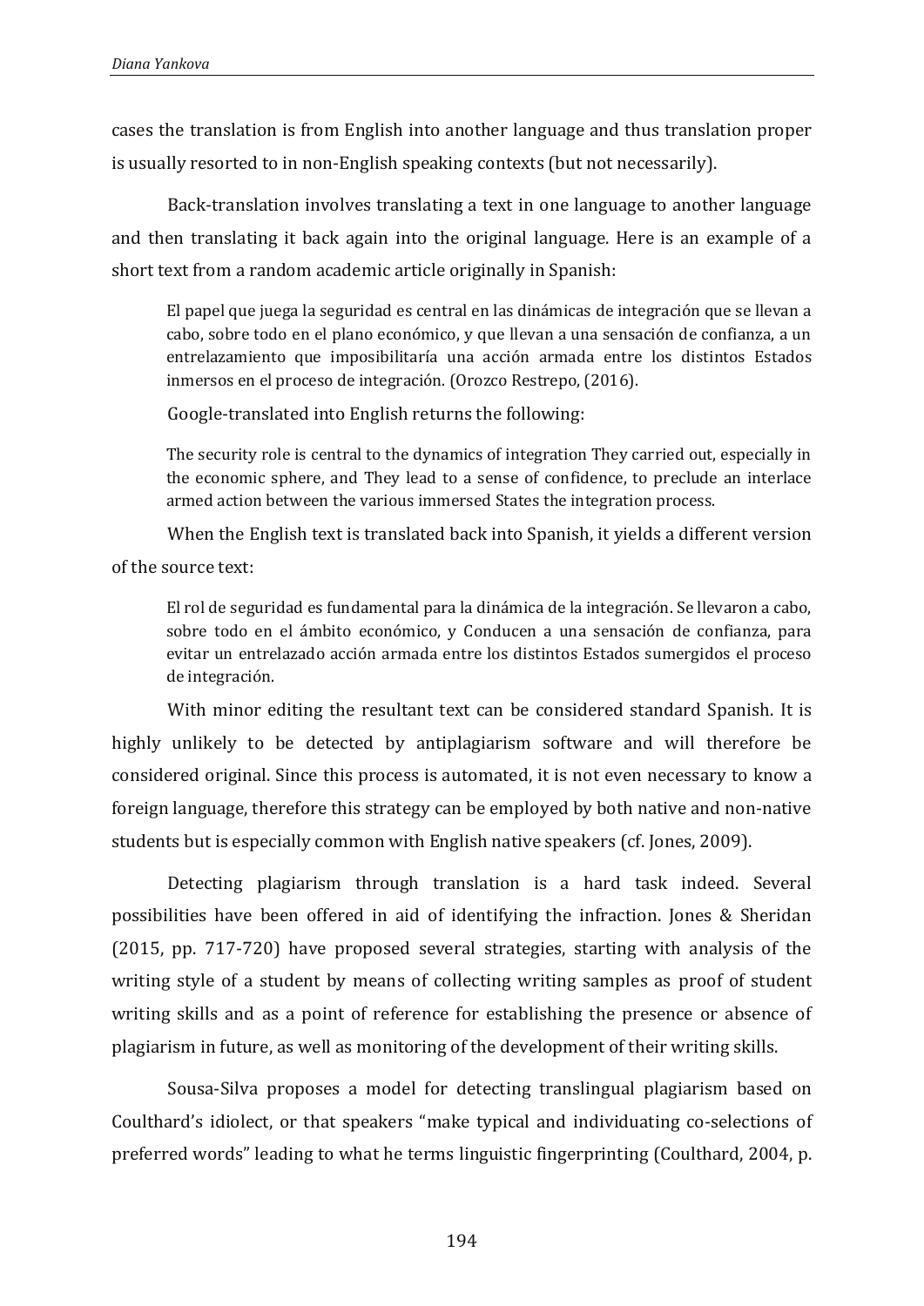cases the translation is from English into another language and thus translation proper is usually resorted to in non-English speaking contexts (but not necessarily).

Back-translation involves translating a text in one language to another language and then translating it back again into the original language. Here is an example of a short text from a random academic article originally in Spanish:

> El papel que juega la seguridad es central en las dinámicas de integración que se llevan a cabo, sobre todo en el plano económico, y que llevan a una sensación de confianza, a un entrelazamiento que imposibilitaría una acción armada entre los distintos Estados inmersos en el proceso de integración. (Orozco Restrepo, (2016).

Google-translated into English returns the following:

> The security role is central to the dynamics of integration They carried out, especially in the economic sphere, and They lead to a sense of confidence, to preclude an interlace armed action between the various immersed States the integration process.

When the English text is translated back into Spanish, it yields a different version of the source text:

> El rol de seguridad es fundamental para la dinámica de la integración. Se llevaron a cabo, sobre todo en el ámbito económico, y Conducen a una sensación de confianza, para evitar un entrelazado acción armada entre los distintos Estados sumergidos el proceso de integración.

With minor editing the resultant text can be considered standard Spanish. It is highly unlikely to be detected by antiplagiarism software and will therefore be considered original. Since this process is automated, it is not even necessary to know a foreign language, therefore this strategy can be employed by both native and non-native students but is especially common with English native speakers (cf. Jones, 2009).

Detecting plagiarism through translation is a hard task indeed. Several possibilities have been offered in aid of identifying the infraction. Jones & Sheridan (2015, pp. 717-720) have proposed several strategies, starting with analysis of the writing style of a student by means of collecting writing samples as proof of student writing skills and as a point of reference for establishing the presence or absence of plagiarism in future, as well as monitoring of the development of their writing skills.

Sousa-Silva proposes a model for detecting translingual plagiarism based on Coulthard's idiolect, or that speakers "make typical and individuating co-selections of preferred words" leading to what he terms linguistic fingerprinting (Coulthard, 2004, p.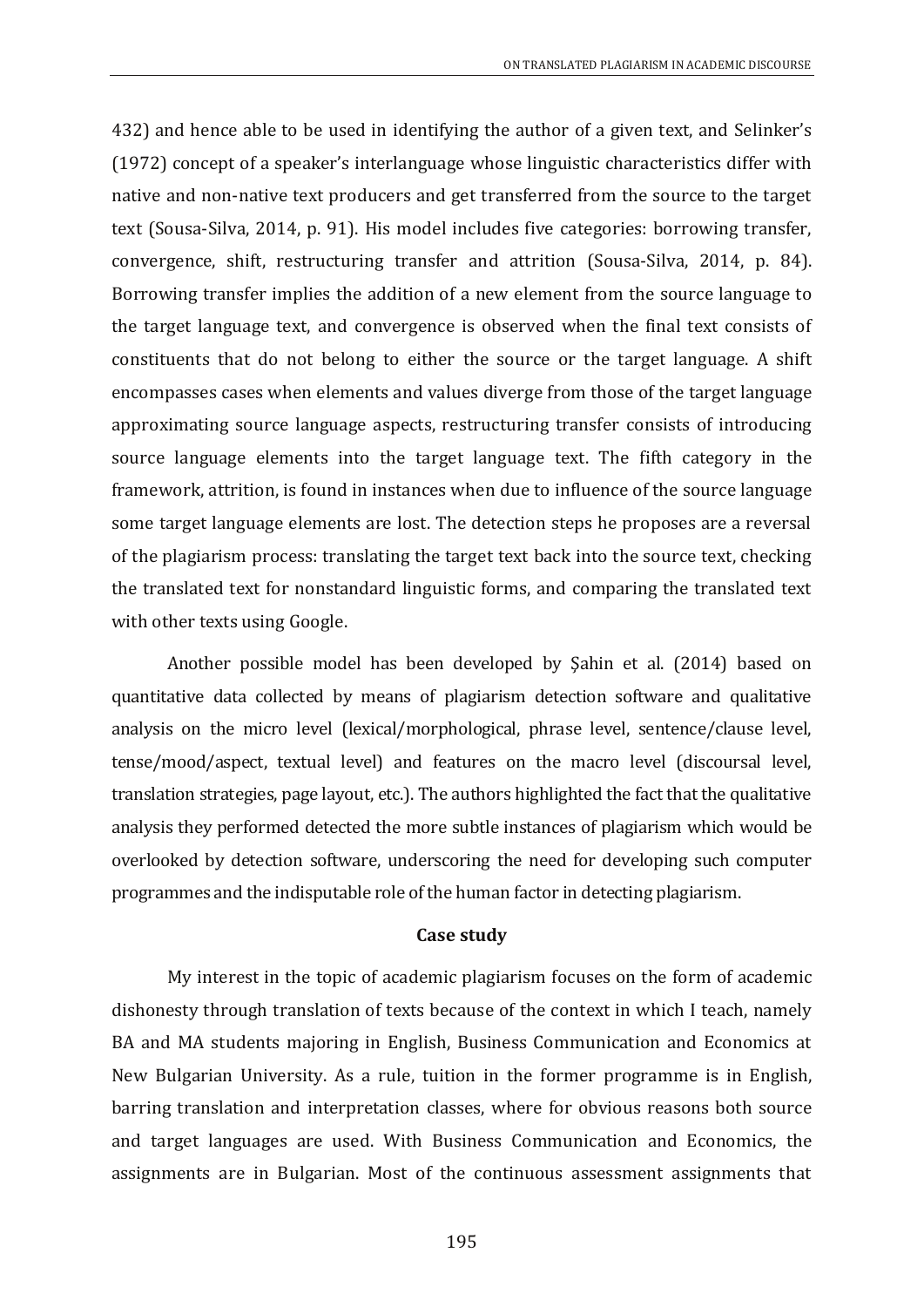432) and hence able to be used in identifying the author of a given text, and Selinker's (1972) concept of a speaker's interlanguage whose linguistic characteristics differ with native and non-native text producers and get transferred from the source to the target text (Sousa-Silva, 2014, p. 91). His model includes five categories: borrowing transfer, convergence, shift, restructuring transfer and attrition (Sousa-Silva, 2014, p. 84). Borrowing transfer implies the addition of a new element from the source language to the target language text, and convergence is observed when the final text consists of constituents that do not belong to either the source or the target language. A shift encompasses cases when elements and values diverge from those of the target language approximating source language aspects, restructuring transfer consists of introducing source language elements into the target language text. The fifth category in the framework, attrition, is found in instances when due to influence of the source language some target language elements are lost. The detection steps he proposes are a reversal of the plagiarism process: translating the target text back into the source text, checking the translated text for nonstandard linguistic forms, and comparing the translated text with other texts using Google.

Another possible model has been developed by Şahin et al. (2014) based on quantitative data collected by means of plagiarism detection software and qualitative analysis on the micro level (lexical/morphological, phrase level, sentence/clause level, tense/mood/aspect, textual level) and features on the macro level (discoursal level, translation strategies, page layout, etc.). The authors highlighted the fact that the qualitative analysis they performed detected the more subtle instances of plagiarism which would be overlooked by detection software, underscoring the need for developing such computer programmes and the indisputable role of the human factor in detecting plagiarism.

## Case study

My interest in the topic of academic plagiarism focuses on the form of academic dishonesty through translation of texts because of the context in which I teach, namely BA and MA students majoring in English, Business Communication and Economics at New Bulgarian University. As a rule, tuition in the former programme is in English, barring translation and interpretation classes, where for obvious reasons both source and target languages are used. With Business Communication and Economics, the assignments are in Bulgarian. Most of the continuous assessment assignments that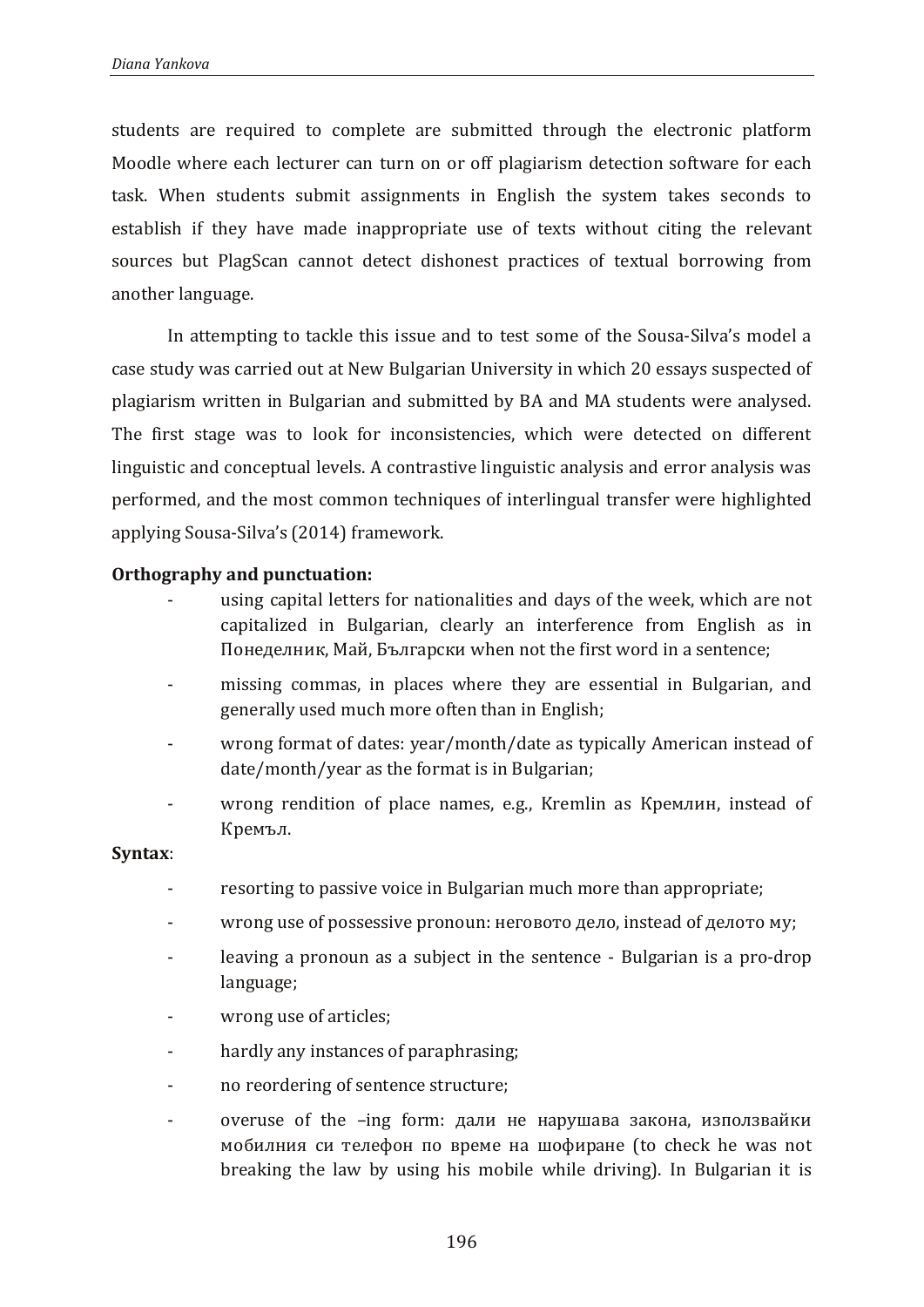students are required to complete are submitted through the electronic platform Moodle where each lecturer can turn on or off plagiarism detection software for each task. When students submit assignments in English the system takes seconds to establish if they have made inappropriate use of texts without citing the relevant sources but PlagScan cannot detect dishonest practices of textual borrowing from another language.

In attempting to tackle this issue and to test some of the Sousa-Silva's model a case study was carried out at New Bulgarian University in which 20 essays suspected of plagiarism written in Bulgarian and submitted by BA and MA students were analysed. The first stage was to look for inconsistencies, which were detected on different linguistic and conceptual levels. A contrastive linguistic analysis and error analysis was performed, and the most common techniques of interlingual transfer were highlighted applying Sousa-Silva's (2014) framework.

**Orthography and punctuation:**

- using capital letters for nationalities and days of the week, which are not capitalized in Bulgarian, clearly an interference from English as in Понеделник, Май, Български when not the first word in a sentence;
- missing commas, in places where they are essential in Bulgarian, and generally used much more often than in English;
- wrong format of dates: year/month/date as typically American instead of date/month/year as the format is in Bulgarian;
- wrong rendition of place names, e.g., Kremlin as Кремлин, instead of Кремъл.

**Syntax**:

- resorting to passive voice in Bulgarian much more than appropriate;
- wrong use of possessive pronoun: неговото дело, instead of делото му;
- leaving a pronoun as a subject in the sentence - Bulgarian is a pro-drop language;
- wrong use of articles;
- hardly any instances of paraphrasing;
- no reordering of sentence structure;
- overuse of the –ing form: дали не нарушава закона, използвайки мобилния си телефон по време на шофиране (to check he was not breaking the law by using his mobile while driving). In Bulgarian it is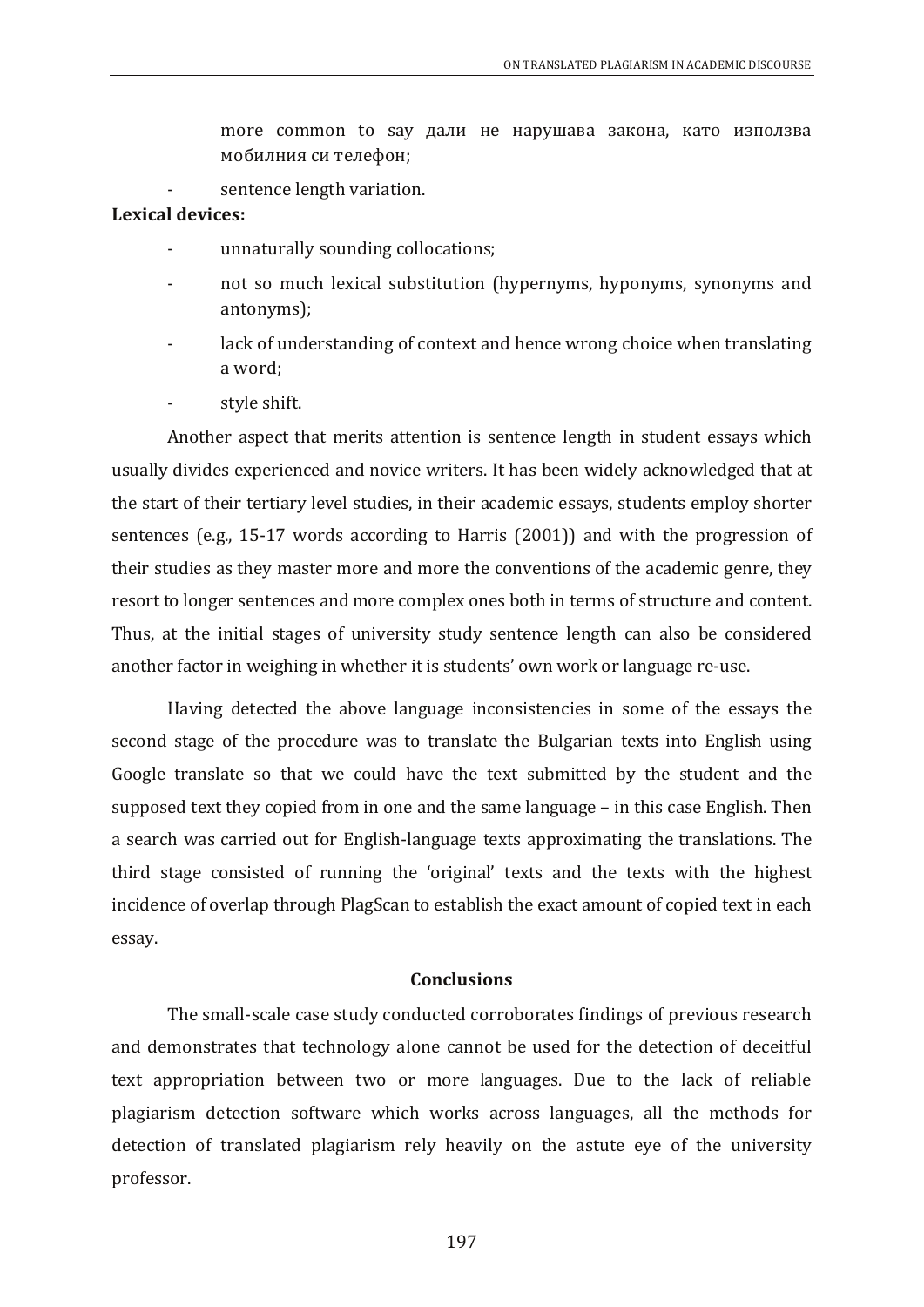more common to say дали не нарушава закона, като използва мобилния си телефон;

- sentence length variation.

**Lexical devices:**

- unnaturally sounding collocations;
- not so much lexical substitution (hypernyms, hyponyms, synonyms and antonyms);
- lack of understanding of context and hence wrong choice when translating a word;
- style shift.

Another aspect that merits attention is sentence length in student essays which usually divides experienced and novice writers. It has been widely acknowledged that at the start of their tertiary level studies, in their academic essays, students employ shorter sentences (e.g., 15-17 words according to Harris (2001)) and with the progression of their studies as they master more and more the conventions of the academic genre, they resort to longer sentences and more complex ones both in terms of structure and content. Thus, at the initial stages of university study sentence length can also be considered another factor in weighing in whether it is students' own work or language re-use.

Having detected the above language inconsistencies in some of the essays the second stage of the procedure was to translate the Bulgarian texts into English using Google translate so that we could have the text submitted by the student and the supposed text they copied from in one and the same language – in this case English. Then a search was carried out for English-language texts approximating the translations. The third stage consisted of running the 'original' texts and the texts with the highest incidence of overlap through PlagScan to establish the exact amount of copied text in each essay.

## Conclusions

The small-scale case study conducted corroborates findings of previous research and demonstrates that technology alone cannot be used for the detection of deceitful text appropriation between two or more languages. Due to the lack of reliable plagiarism detection software which works across languages, all the methods for detection of translated plagiarism rely heavily on the astute eye of the university professor.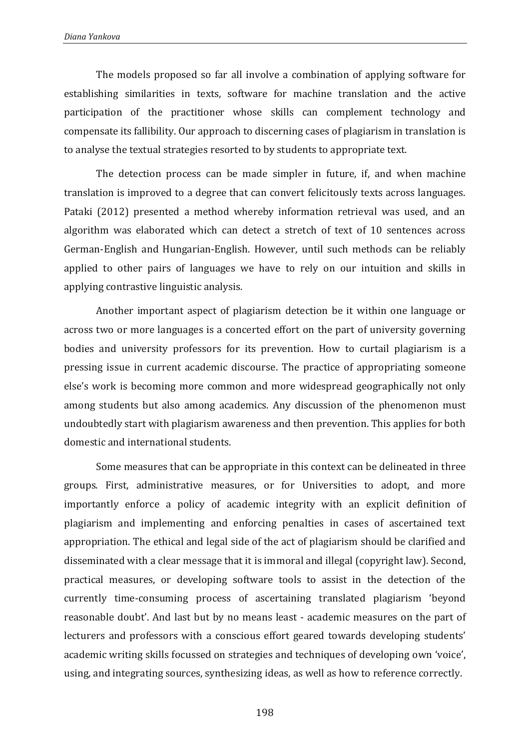The models proposed so far all involve a combination of applying software for establishing similarities in texts, software for machine translation and the active participation of the practitioner whose skills can complement technology and compensate its fallibility. Our approach to discerning cases of plagiarism in translation is to analyse the textual strategies resorted to by students to appropriate text.

The detection process can be made simpler in future, if, and when machine translation is improved to a degree that can convert felicitously texts across languages. Pataki (2012) presented a method whereby information retrieval was used, and an algorithm was elaborated which can detect a stretch of text of 10 sentences across German-English and Hungarian-English. However, until such methods can be reliably applied to other pairs of languages we have to rely on our intuition and skills in applying contrastive linguistic analysis.

Another important aspect of plagiarism detection be it within one language or across two or more languages is a concerted effort on the part of university governing bodies and university professors for its prevention. How to curtail plagiarism is a pressing issue in current academic discourse. The practice of appropriating someone else's work is becoming more common and more widespread geographically not only among students but also among academics. Any discussion of the phenomenon must undoubtedly start with plagiarism awareness and then prevention. This applies for both domestic and international students.

Some measures that can be appropriate in this context can be delineated in three groups. First, administrative measures, or for Universities to adopt, and more importantly enforce a policy of academic integrity with an explicit definition of plagiarism and implementing and enforcing penalties in cases of ascertained text appropriation. The ethical and legal side of the act of plagiarism should be clarified and disseminated with a clear message that it is immoral and illegal (copyright law). Second, practical measures, or developing software tools to assist in the detection of the currently time-consuming process of ascertaining translated plagiarism 'beyond reasonable doubt'. And last but by no means least - academic measures on the part of lecturers and professors with a conscious effort geared towards developing students' academic writing skills focussed on strategies and techniques of developing own 'voice', using, and integrating sources, synthesizing ideas, as well as how to reference correctly.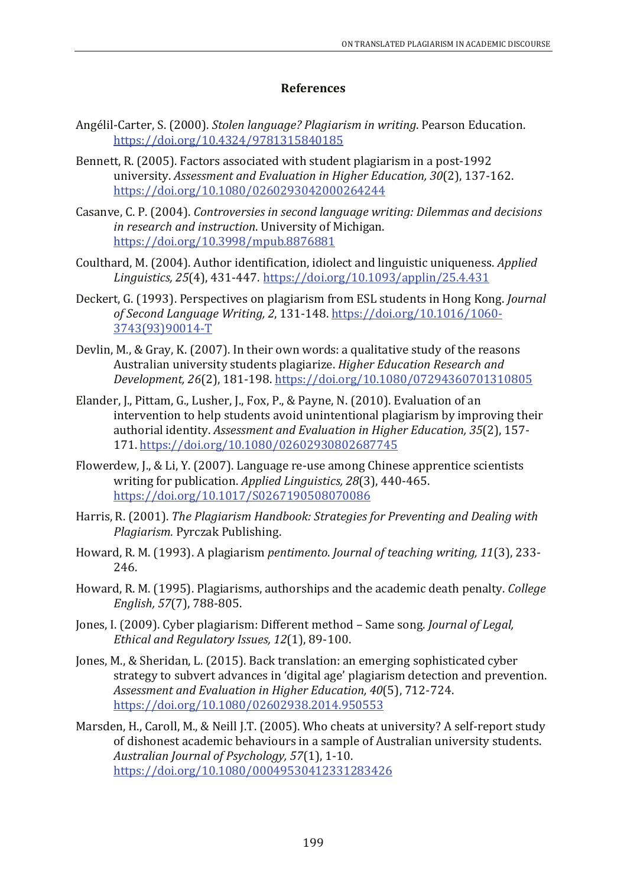## References

Angélil-Carter, S. (2000). *Stolen language? Plagiarism in writing*. Pearson Education. https://doi.org/10.4324/9781315840185

Bennett, R. (2005). Factors associated with student plagiarism in a post-1992 university. *Assessment and Evaluation in Higher Education, 30*(2), 137-162. https://doi.org/10.1080/0260293042000264244

Casanve, C. P. (2004). *Controversies in second language writing: Dilemmas and decisions in research and instruction*. University of Michigan. https://doi.org/10.3998/mpub.8876881

Coulthard, M. (2004). Author identification, idiolect and linguistic uniqueness. *Applied Linguistics, 25*(4), 431-447. https://doi.org/10.1093/applin/25.4.431

Deckert, G. (1993). Perspectives on plagiarism from ESL students in Hong Kong. *Journal of Second Language Writing, 2*, 131-148. https://doi.org/10.1016/1060-3743(93)90014-T

Devlin, M., & Gray, K. (2007). In their own words: a qualitative study of the reasons Australian university students plagiarize. *Higher Education Research and Development, 26*(2), 181-198. https://doi.org/10.1080/07294360701310805

Elander, J., Pittam, G., Lusher, J., Fox, P., & Payne, N. (2010). Evaluation of an intervention to help students avoid unintentional plagiarism by improving their authorial identity. *Assessment and Evaluation in Higher Education, 35*(2), 157-171. https://doi.org/10.1080/02602930802687745

Flowerdew, J., & Li, Y. (2007). Language re-use among Chinese apprentice scientists writing for publication. *Applied Linguistics, 28*(3), 440-465. https://doi.org/10.1017/S0267190508070086

Harris, R. (2001). *The Plagiarism Handbook: Strategies for Preventing and Dealing with Plagiarism.* Pyrczak Publishing.

Howard, R. M. (1993). A plagiarism *pentimento*. *Journal of teaching writing, 11*(3), 233-246.

Howard, R. M. (1995). Plagiarisms, authorships and the academic death penalty. *College English, 57*(7), 788-805.

Jones, I. (2009). Cyber plagiarism: Different method – Same song. *Journal of Legal, Ethical and Regulatory Issues, 12*(1), 89-100.

Jones, M., & Sheridan, L. (2015). Back translation: an emerging sophisticated cyber strategy to subvert advances in 'digital age' plagiarism detection and prevention. *Assessment and Evaluation in Higher Education, 40*(5), 712-724. https://doi.org/10.1080/02602938.2014.950553

Marsden, H., Caroll, M., & Neill J.T. (2005). Who cheats at university? A self-report study of dishonest academic behaviours in a sample of Australian university students. *Australian Journal of Psychology, 57*(1), 1-10. https://doi.org/10.1080/00049530412331283426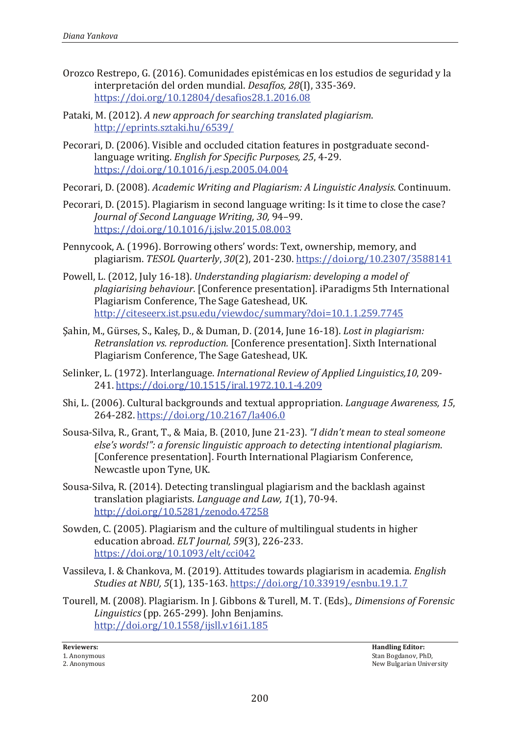Orozco Restrepo, G. (2016). Comunidades epistémicas en los estudios de seguridad y la interpretación del orden mundial. *Desafíos, 28*(I), 335-369. https://doi.org/10.12804/desafios28.1.2016.08

Pataki, M. (2012). *A new approach for searching translated plagiarism*. http://eprints.sztaki.hu/6539/

Pecorari, D. (2006). Visible and occluded citation features in postgraduate second-language writing. *English for Specific Purposes, 25*, 4-29. https://doi.org/10.1016/j.esp.2005.04.004

Pecorari, D. (2008). *Academic Writing and Plagiarism: A Linguistic Analysis*. Continuum.

Pecorari, D. (2015). Plagiarism in second language writing: Is it time to close the case? *Journal of Second Language Writing, 30,* 94–99. https://doi.org/10.1016/j.jslw.2015.08.003

Pennycook, A. (1996). Borrowing others' words: Text, ownership, memory, and plagiarism. *TESOL Quarterly*, *30*(2), 201-230. https://doi.org/10.2307/3588141

Powell, L. (2012, July 16-18). *Understanding plagiarism: developing a model of plagiarising behaviour*. [Conference presentation]. iParadigms 5th International Plagiarism Conference, The Sage Gateshead, UK. http://citeseerx.ist.psu.edu/viewdoc/summary?doi=10.1.1.259.7745

Şahin, M., Gürses, S., Kaleş, D., & Duman, D. (2014, June 16-18). *Lost in plagiarism: Retranslation vs. reproduction.* [Conference presentation]. Sixth International Plagiarism Conference, The Sage Gateshead, UK.

Selinker, L. (1972). Interlanguage. *International Review of Applied Linguistics,10*, 209-241. https://doi.org/10.1515/iral.1972.10.1-4.209

Shi, L. (2006). Cultural backgrounds and textual appropriation. *Language Awareness, 15*, 264-282. https://doi.org/10.2167/la406.0

Sousa-Silva, R., Grant, T., & Maia, B. (2010, June 21-23). *"I didn't mean to steal someone else's words!": a forensic linguistic approach to detecting intentional plagiarism*. [Conference presentation]. Fourth International Plagiarism Conference, Newcastle upon Tyne, UK.

Sousa-Silva, R. (2014). Detecting translingual plagiarism and the backlash against translation plagiarists. *Language and Law, 1*(1), 70-94. http://doi.org/10.5281/zenodo.47258

Sowden, C. (2005). Plagiarism and the culture of multilingual students in higher education abroad. *ELT Journal, 59*(3), 226-233. https://doi.org/10.1093/elt/cci042

Vassileva, I. & Chankova, M. (2019). Attitudes towards plagiarism in academia. *English Studies at NBU, 5*(1), 135-163. https://doi.org/10.33919/esnbu.19.1.7

Tourell, M. (2008). Plagiarism. In J. Gibbons & Turell, M. T. (Eds)*., Dimensions of Forensic Linguistics* (pp. 265-299). John Benjamins. http://doi.org/10.1558/ijsll.v16i1.185

**Reviewers:**
1. Anonymous
2. Anonymous

**Handling Editor:**
Stan Bogdanov, PhD,
New Bulgarian University